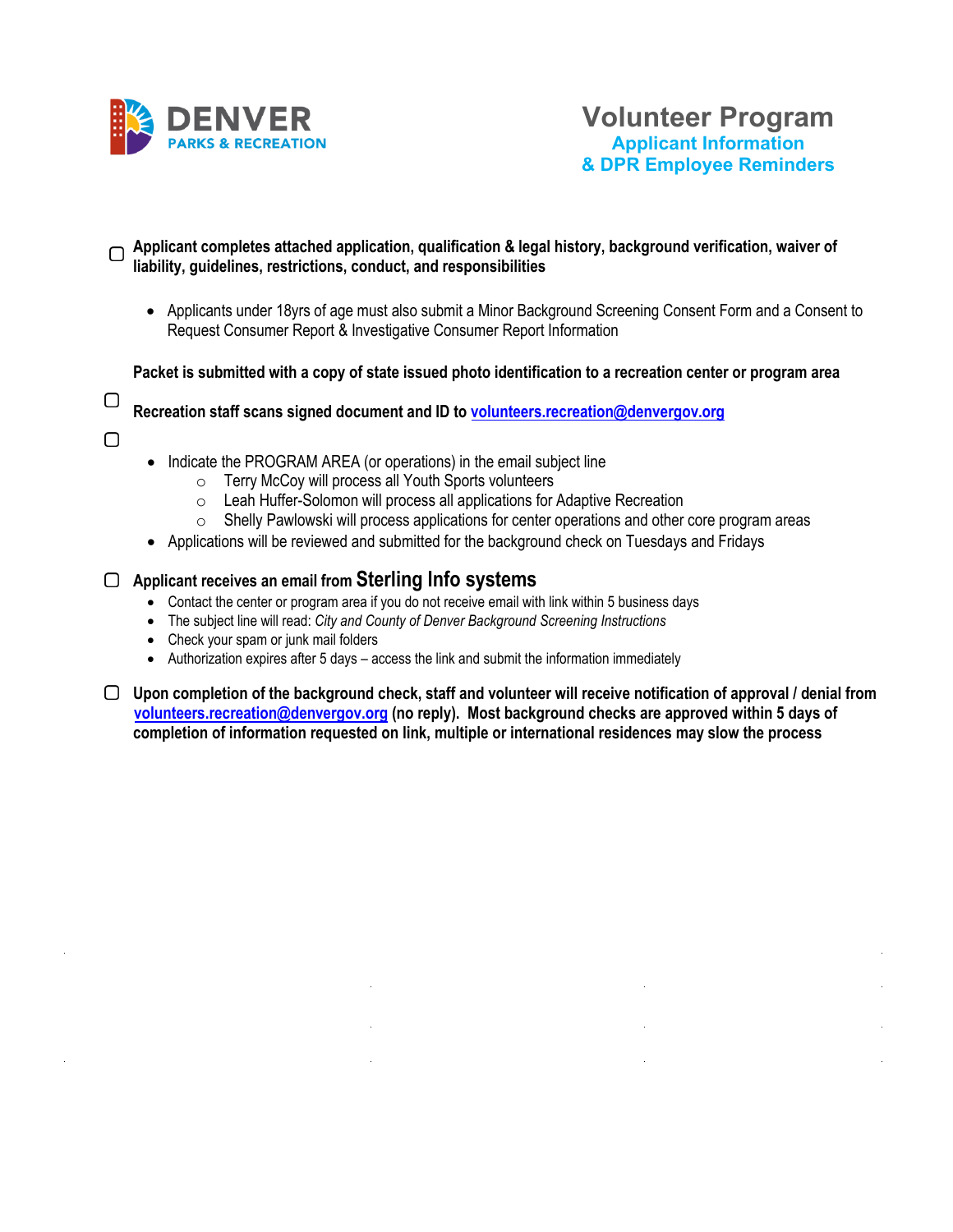DENVER PARKS & RECREATION

# Volunteer Program

## Applicant Information & DPR Employee Reminders

- [ ] **Applicant completes attached application, qualification & legal history, background verification, waiver of liability, guidelines, restrictions, conduct, and responsibilities**

    - Applicants under 18yrs of age must also submit a Minor Background Screening Consent Form and a Consent to Request Consumer Report & Investigative Consumer Report Information

**Packet is submitted with a copy of state issued photo identification to a recreation center or program area**

- [ ] **Recreation staff scans signed document and ID to volunteers.recreation@denvergov.org**

- [ ] 
    - Indicate the PROGRAM AREA (or operations) in the email subject line
        - Terry McCoy will process all Youth Sports volunteers
        - Leah Huffer-Solomon will process all applications for Adaptive Recreation
        - Shelly Pawlowski will process applications for center operations and other core program areas
    - Applications will be reviewed and submitted for the background check on Tuesdays and Fridays

- [ ] **Applicant receives an email from Sterling Info systems**
    - Contact the center or program area if you do not receive email with link within 5 business days
    - The subject line will read: *City and County of Denver Background Screening Instructions*
    - Check your spam or junk mail folders
    - Authorization expires after 5 days – access the link and submit the information immediately

- [ ] **Upon completion of the background check, staff and volunteer will receive notification of approval / denial from volunteers.recreation@denvergov.org (no reply). Most background checks are approved within 5 days of completion of information requested on link, multiple or international residences may slow the process**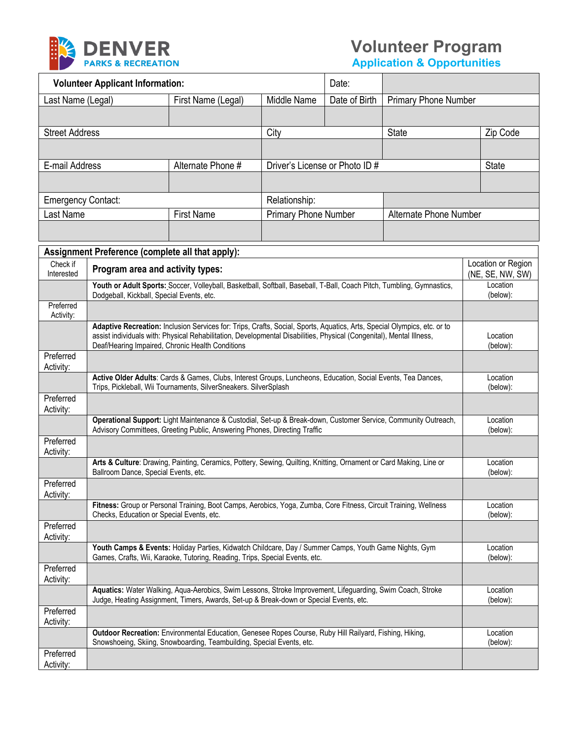DENVER PARKS & RECREATION

# Volunteer Program

## Application & Opportunities

| Volunteer Applicant Information: | | | Date: | | |
|---|---|---|---|---|---|
| Last Name (Legal) | First Name (Legal) | Middle Name | Date of Birth | Primary Phone Number | |
| | | | | | |
| Street Address | | City | | State | Zip Code |
| | | | | | |
| E-mail Address | Alternate Phone # | Driver's License or Photo ID # | | | State |
| | | | | | |
| Emergency Contact: | | Relationship: | | | |
| Last Name | First Name | Primary Phone Number | Alternate Phone Number | | |
| | | | | | |

| Assignment Preference (complete all that apply): | | |
|---|---|---|
| Check if Interested | **Program area and activity types:** | Location or Region (NE, SE, NW, SW) |
| | **Youth or Adult Sports:** Soccer, Volleyball, Basketball, Softball, Baseball, T-Ball, Coach Pitch, Tumbling, Gymnastics, Dodgeball, Kickball, Special Events, etc. | Location (below): |
| Preferred Activity: | | |
| | **Adaptive Recreation:** Inclusion Services for: Trips, Crafts, Social, Sports, Aquatics, Arts, Special Olympics, etc. or to assist individuals with: Physical Rehabilitation, Developmental Disabilities, Physical (Congenital), Mental Illness, Deaf/Hearing Impaired, Chronic Health Conditions | Location (below): |
| Preferred Activity: | | |
| | **Active Older Adults**: Cards & Games, Clubs, Interest Groups, Luncheons, Education, Social Events, Tea Dances, Trips, Pickleball, Wii Tournaments, SilverSneakers. SilverSplash | Location (below): |
| Preferred Activity: | | |
| | **Operational Support:** Light Maintenance & Custodial, Set-up & Break-down, Customer Service, Community Outreach, Advisory Committees, Greeting Public, Answering Phones, Directing Traffic | Location (below): |
| Preferred Activity: | | |
| | **Arts & Culture**: Drawing, Painting, Ceramics, Pottery, Sewing, Quilting, Knitting, Ornament or Card Making, Line or Ballroom Dance, Special Events, etc. | Location (below): |
| Preferred Activity: | | |
| | **Fitness:** Group or Personal Training, Boot Camps, Aerobics, Yoga, Zumba, Core Fitness, Circuit Training, Wellness Checks, Education or Special Events, etc. | Location (below): |
| Preferred Activity: | | |
| | **Youth Camps & Events:** Holiday Parties, Kidwatch Childcare, Day / Summer Camps, Youth Game Nights, Gym Games, Crafts, Wii, Karaoke, Tutoring, Reading, Trips, Special Events, etc. | Location (below): |
| Preferred Activity: | | |
| | **Aquatics:** Water Walking, Aqua-Aerobics, Swim Lessons, Stroke Improvement, Lifeguarding, Swim Coach, Stroke Judge, Heating Assignment, Timers, Awards, Set-up & Break-down or Special Events, etc. | Location (below): |
| Preferred Activity: | | |
| | **Outdoor Recreation:** Environmental Education, Genesee Ropes Course, Ruby Hill Railyard, Fishing, Hiking, Snowshoeing, Skiing, Snowboarding, Teambuilding, Special Events, etc. | Location (below): |
| Preferred Activity: | | |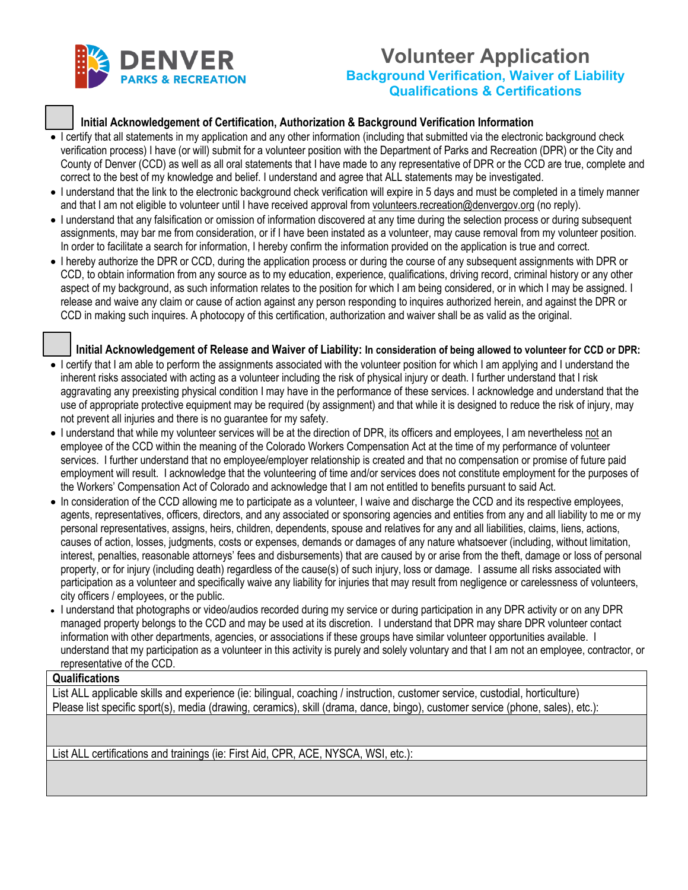DENVER PARKS & RECREATION

# Volunteer Application

## Background Verification, Waiver of Liability Qualifications & Certifications

☐ **Initial Acknowledgement of Certification, Authorization & Background Verification Information**

- I certify that all statements in my application and any other information (including that submitted via the electronic background check verification process) I have (or will) submit for a volunteer position with the Department of Parks and Recreation (DPR) or the City and County of Denver (CCD) as well as all oral statements that I have made to any representative of DPR or the CCD are true, complete and correct to the best of my knowledge and belief. I understand and agree that ALL statements may be investigated.
- I understand that the link to the electronic background check verification will expire in 5 days and must be completed in a timely manner and that I am not eligible to volunteer until I have received approval from volunteers.recreation@denvergov.org (no reply).
- I understand that any falsification or omission of information discovered at any time during the selection process or during subsequent assignments, may bar me from consideration, or if I have been instated as a volunteer, may cause removal from my volunteer position. In order to facilitate a search for information, I hereby confirm the information provided on the application is true and correct.
- I hereby authorize the DPR or CCD, during the application process or during the course of any subsequent assignments with DPR or CCD, to obtain information from any source as to my education, experience, qualifications, driving record, criminal history or any other aspect of my background, as such information relates to the position for which I am being considered, or in which I may be assigned. I release and waive any claim or cause of action against any person responding to inquires authorized herein, and against the DPR or CCD in making such inquires. A photocopy of this certification, authorization and waiver shall be as valid as the original.

☐ **Initial Acknowledgement of Release and Waiver of Liability: In consideration of being allowed to volunteer for CCD or DPR:**

- I certify that I am able to perform the assignments associated with the volunteer position for which I am applying and I understand the inherent risks associated with acting as a volunteer including the risk of physical injury or death. I further understand that I risk aggravating any preexisting physical condition I may have in the performance of these services. I acknowledge and understand that the use of appropriate protective equipment may be required (by assignment) and that while it is designed to reduce the risk of injury, may not prevent all injuries and there is no guarantee for my safety.
- I understand that while my volunteer services will be at the direction of DPR, its officers and employees, I am nevertheless not an employee of the CCD within the meaning of the Colorado Workers Compensation Act at the time of my performance of volunteer services. I further understand that no employee/employer relationship is created and that no compensation or promise of future paid employment will result. I acknowledge that the volunteering of time and/or services does not constitute employment for the purposes of the Workers' Compensation Act of Colorado and acknowledge that I am not entitled to benefits pursuant to said Act.
- In consideration of the CCD allowing me to participate as a volunteer, I waive and discharge the CCD and its respective employees, agents, representatives, officers, directors, and any associated or sponsoring agencies and entities from any and all liability to me or my personal representatives, assigns, heirs, children, dependents, spouse and relatives for any and all liabilities, claims, liens, actions, causes of action, losses, judgments, costs or expenses, demands or damages of any nature whatsoever (including, without limitation, interest, penalties, reasonable attorneys' fees and disbursements) that are caused by or arise from the theft, damage or loss of personal property, or for injury (including death) regardless of the cause(s) of such injury, loss or damage. I assume all risks associated with participation as a volunteer and specifically waive any liability for injuries that may result from negligence or carelessness of volunteers, city officers / employees, or the public.
- I understand that photographs or video/audios recorded during my service or during participation in any DPR activity or on any DPR managed property belongs to the CCD and may be used at its discretion. I understand that DPR may share DPR volunteer contact information with other departments, agencies, or associations if these groups have similar volunteer opportunities available. I understand that my participation as a volunteer in this activity is purely and solely voluntary and that I am not an employee, contractor, or representative of the CCD.

| **Qualifications** |
|---|
| List ALL applicable skills and experience (ie: bilingual, coaching / instruction, customer service, custodial, horticulture) Please list specific sport(s), media (drawing, ceramics), skill (drama, dance, bingo), customer service (phone, sales), etc.): |
| |
| List ALL certifications and trainings (ie: First Aid, CPR, ACE, NYSCA, WSI, etc.): |
| |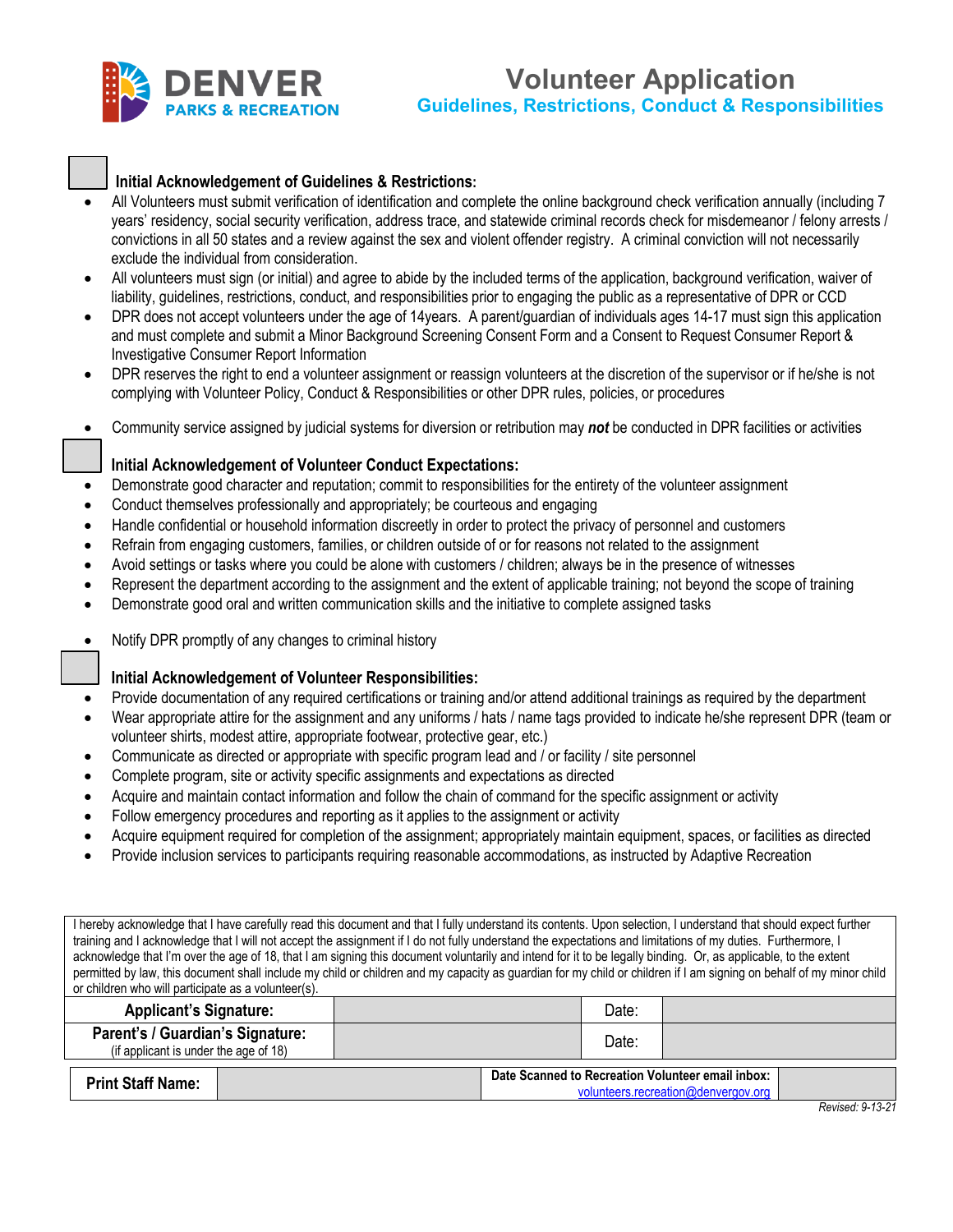# Volunteer Application

## Guidelines, Restrictions, Conduct & Responsibilities

### Initial Acknowledgement of Guidelines & Restrictions:

- All Volunteers must submit verification of identification and complete the online background check verification annually (including 7 years' residency, social security verification, address trace, and statewide criminal records check for misdemeanor / felony arrests / convictions in all 50 states and a review against the sex and violent offender registry. A criminal conviction will not necessarily exclude the individual from consideration.
- All volunteers must sign (or initial) and agree to abide by the included terms of the application, background verification, waiver of liability, guidelines, restrictions, conduct, and responsibilities prior to engaging the public as a representative of DPR or CCD
- DPR does not accept volunteers under the age of 14years. A parent/guardian of individuals ages 14-17 must sign this application and must complete and submit a Minor Background Screening Consent Form and a Consent to Request Consumer Report & Investigative Consumer Report Information
- DPR reserves the right to end a volunteer assignment or reassign volunteers at the discretion of the supervisor or if he/she is not complying with Volunteer Policy, Conduct & Responsibilities or other DPR rules, policies, or procedures
- Community service assigned by judicial systems for diversion or retribution may ***not*** be conducted in DPR facilities or activities

### Initial Acknowledgement of Volunteer Conduct Expectations:

- Demonstrate good character and reputation; commit to responsibilities for the entirety of the volunteer assignment
- Conduct themselves professionally and appropriately; be courteous and engaging
- Handle confidential or household information discreetly in order to protect the privacy of personnel and customers
- Refrain from engaging customers, families, or children outside of or for reasons not related to the assignment
- Avoid settings or tasks where you could be alone with customers / children; always be in the presence of witnesses
- Represent the department according to the assignment and the extent of applicable training; not beyond the scope of training
- Demonstrate good oral and written communication skills and the initiative to complete assigned tasks
- Notify DPR promptly of any changes to criminal history

### Initial Acknowledgement of Volunteer Responsibilities:

- Provide documentation of any required certifications or training and/or attend additional trainings as required by the department
- Wear appropriate attire for the assignment and any uniforms / hats / name tags provided to indicate he/she represent DPR (team or volunteer shirts, modest attire, appropriate footwear, protective gear, etc.)
- Communicate as directed or appropriate with specific program lead and / or facility / site personnel
- Complete program, site or activity specific assignments and expectations as directed
- Acquire and maintain contact information and follow the chain of command for the specific assignment or activity
- Follow emergency procedures and reporting as it applies to the assignment or activity
- Acquire equipment required for completion of the assignment; appropriately maintain equipment, spaces, or facilities as directed
- Provide inclusion services to participants requiring reasonable accommodations, as instructed by Adaptive Recreation

I hereby acknowledge that I have carefully read this document and that I fully understand its contents. Upon selection, I understand that should expect further training and I acknowledge that I will not accept the assignment if I do not fully understand the expectations and limitations of my duties. Furthermore, I acknowledge that I'm over the age of 18, that I am signing this document voluntarily and intend for it to be legally binding. Or, as applicable, to the extent permitted by law, this document shall include my child or children and my capacity as guardian for my child or children if I am signing on behalf of my minor child or children who will participate as a volunteer(s).

| | | | |
|---|---|---|---|
| **Applicant's Signature:** | | Date: | |
| **Parent's / Guardian's Signature:** (if applicant is under the age of 18) | | Date: | |

| | | | |
|---|---|---|---|
| **Print Staff Name:** | | **Date Scanned to Recreation Volunteer email inbox:** volunteers.recreation@denvergov.org | |

*Revised: 9-13-21*